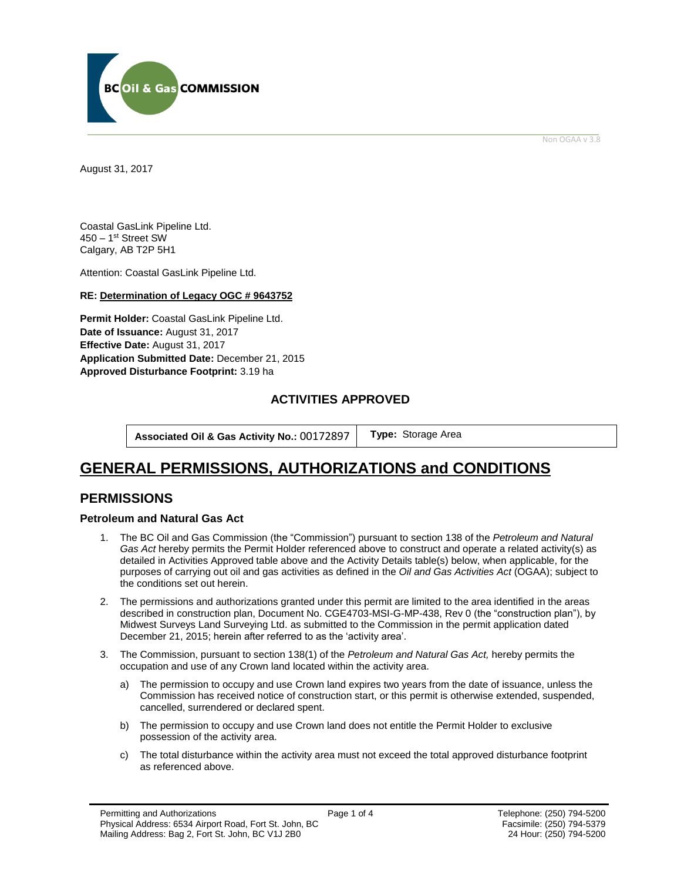BC Oil & Gas COMMISSION

Non OGAA v 3.8

August 31, 2017

Coastal GasLink Pipeline Ltd.
450 – 1st Street SW
Calgary, AB T2P 5H1

Attention: Coastal GasLink Pipeline Ltd.

**RE: Determination of Legacy OGC # 9643752**

**Permit Holder:** Coastal GasLink Pipeline Ltd.
**Date of Issuance:** August 31, 2017
**Effective Date:** August 31, 2017
**Application Submitted Date:** December 21, 2015
**Approved Disturbance Footprint:** 3.19 ha

### ACTIVITIES APPROVED

| **Associated Oil & Gas Activity No.:** 00172897 | **Type:** Storage Area |
|---|---|

# GENERAL PERMISSIONS, AUTHORIZATIONS and CONDITIONS

## PERMISSIONS

### Petroleum and Natural Gas Act

1. The BC Oil and Gas Commission (the "Commission") pursuant to section 138 of the *Petroleum and Natural Gas Act* hereby permits the Permit Holder referenced above to construct and operate a related activity(s) as detailed in Activities Approved table above and the Activity Details table(s) below, when applicable, for the purposes of carrying out oil and gas activities as defined in the *Oil and Gas Activities Act* (OGAA); subject to the conditions set out herein.
2. The permissions and authorizations granted under this permit are limited to the area identified in the areas described in construction plan, Document No. CGE4703-MSI-G-MP-438, Rev 0 (the "construction plan"), by Midwest Surveys Land Surveying Ltd. as submitted to the Commission in the permit application dated December 21, 2015; herein after referred to as the 'activity area'.
3. The Commission, pursuant to section 138(1) of the *Petroleum and Natural Gas Act,* hereby permits the occupation and use of any Crown land located within the activity area.
   a) The permission to occupy and use Crown land expires two years from the date of issuance, unless the Commission has received notice of construction start, or this permit is otherwise extended, suspended, cancelled, surrendered or declared spent.
   b) The permission to occupy and use Crown land does not entitle the Permit Holder to exclusive possession of the activity area.
   c) The total disturbance within the activity area must not exceed the total approved disturbance footprint as referenced above.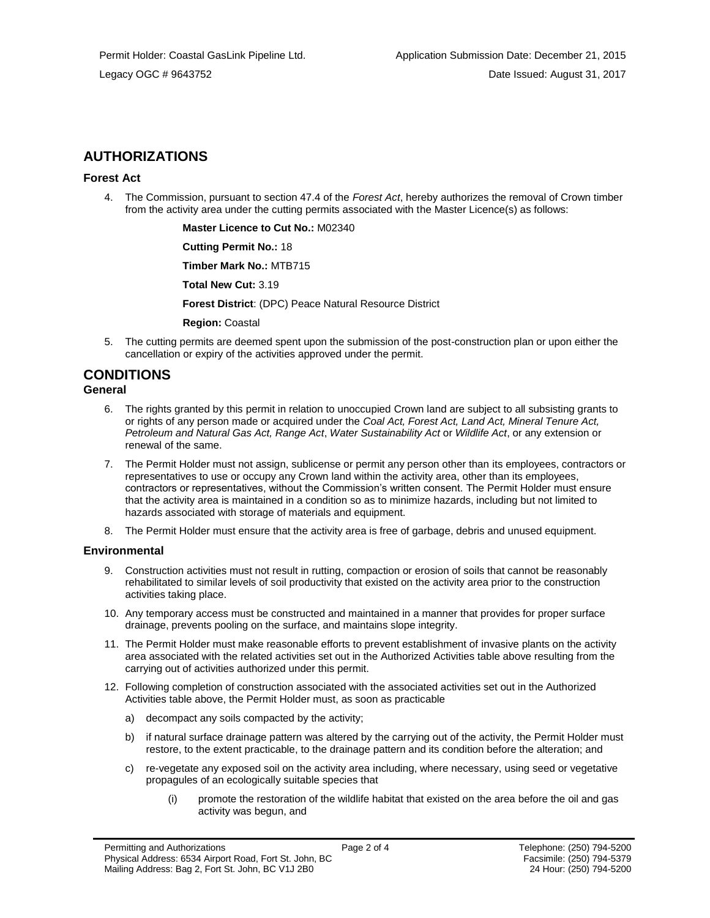Permit Holder: Coastal GasLink Pipeline Ltd.
Application Submission Date: December 21, 2015
Legacy OGC # 9643752
Date Issued: August 31, 2017

## AUTHORIZATIONS

### Forest Act

4. The Commission, pursuant to section 47.4 of the *Forest Act*, hereby authorizes the removal of Crown timber from the activity area under the cutting permits associated with the Master Licence(s) as follows:

   **Master Licence to Cut No.:** M02340

   **Cutting Permit No.:** 18

   **Timber Mark No.:** MTB715

   **Total New Cut:** 3.19

   **Forest District**: (DPC) Peace Natural Resource District

   **Region:** Coastal

5. The cutting permits are deemed spent upon the submission of the post-construction plan or upon either the cancellation or expiry of the activities approved under the permit.

## CONDITIONS

### General

6. The rights granted by this permit in relation to unoccupied Crown land are subject to all subsisting grants to or rights of any person made or acquired under the *Coal Act, Forest Act, Land Act, Mineral Tenure Act, Petroleum and Natural Gas Act, Range Act*, *Water Sustainability Act* or *Wildlife Act*, or any extension or renewal of the same.
7. The Permit Holder must not assign, sublicense or permit any person other than its employees, contractors or representatives to use or occupy any Crown land within the activity area, other than its employees, contractors or representatives, without the Commission's written consent. The Permit Holder must ensure that the activity area is maintained in a condition so as to minimize hazards, including but not limited to hazards associated with storage of materials and equipment.
8. The Permit Holder must ensure that the activity area is free of garbage, debris and unused equipment.

### Environmental

9. Construction activities must not result in rutting, compaction or erosion of soils that cannot be reasonably rehabilitated to similar levels of soil productivity that existed on the activity area prior to the construction activities taking place.
10. Any temporary access must be constructed and maintained in a manner that provides for proper surface drainage, prevents pooling on the surface, and maintains slope integrity.
11. The Permit Holder must make reasonable efforts to prevent establishment of invasive plants on the activity area associated with the related activities set out in the Authorized Activities table above resulting from the carrying out of activities authorized under this permit.
12. Following completion of construction associated with the associated activities set out in the Authorized Activities table above, the Permit Holder must, as soon as practicable
    a) decompact any soils compacted by the activity;
    b) if natural surface drainage pattern was altered by the carrying out of the activity, the Permit Holder must restore, to the extent practicable, to the drainage pattern and its condition before the alteration; and
    c) re-vegetate any exposed soil on the activity area including, where necessary, using seed or vegetative propagules of an ecologically suitable species that
       (i) promote the restoration of the wildlife habitat that existed on the area before the oil and gas activity was begun, and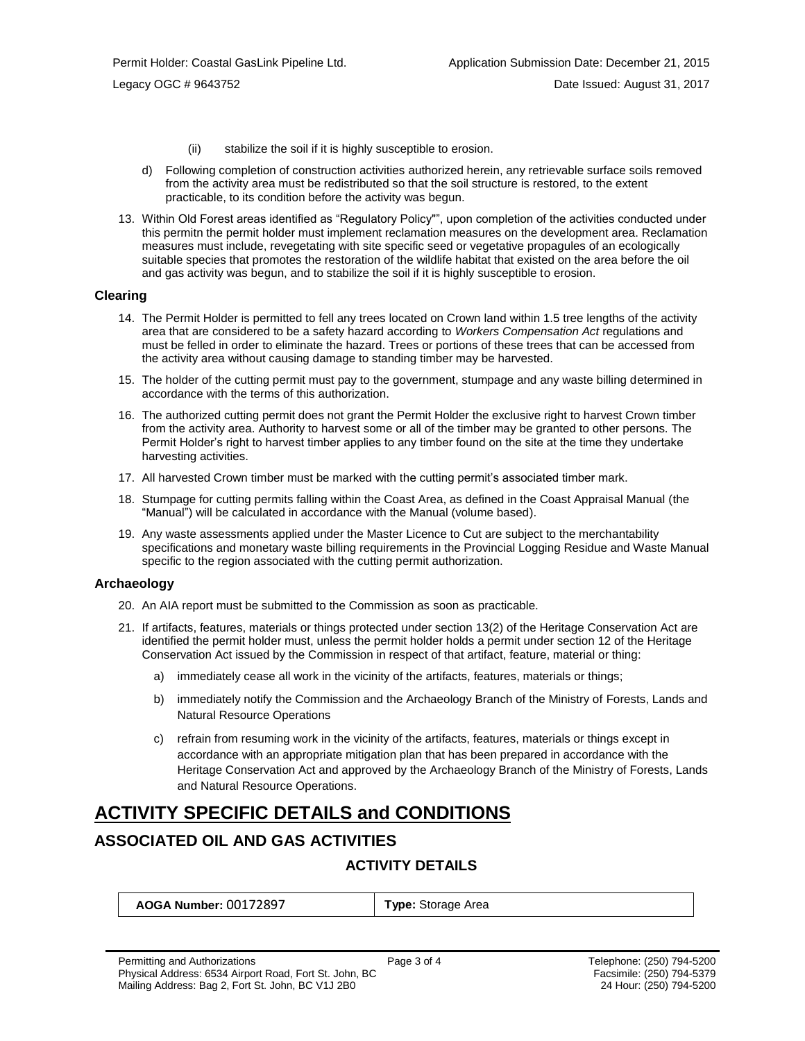(ii) stabilize the soil if it is highly susceptible to erosion.

d) Following completion of construction activities authorized herein, any retrievable surface soils removed from the activity area must be redistributed so that the soil structure is restored, to the extent practicable, to its condition before the activity was begun.

13. Within Old Forest areas identified as "Regulatory Policy"", upon completion of the activities conducted under this permitn the permit holder must implement reclamation measures on the development area. Reclamation measures must include, revegetating with site specific seed or vegetative propagules of an ecologically suitable species that promotes the restoration of the wildlife habitat that existed on the area before the oil and gas activity was begun, and to stabilize the soil if it is highly susceptible to erosion.

### Clearing

14. The Permit Holder is permitted to fell any trees located on Crown land within 1.5 tree lengths of the activity area that are considered to be a safety hazard according to *Workers Compensation Act* regulations and must be felled in order to eliminate the hazard. Trees or portions of these trees that can be accessed from the activity area without causing damage to standing timber may be harvested.
15. The holder of the cutting permit must pay to the government, stumpage and any waste billing determined in accordance with the terms of this authorization.
16. The authorized cutting permit does not grant the Permit Holder the exclusive right to harvest Crown timber from the activity area. Authority to harvest some or all of the timber may be granted to other persons. The Permit Holder's right to harvest timber applies to any timber found on the site at the time they undertake harvesting activities.
17. All harvested Crown timber must be marked with the cutting permit's associated timber mark.
18. Stumpage for cutting permits falling within the Coast Area, as defined in the Coast Appraisal Manual (the "Manual") will be calculated in accordance with the Manual (volume based).
19. Any waste assessments applied under the Master Licence to Cut are subject to the merchantability specifications and monetary waste billing requirements in the Provincial Logging Residue and Waste Manual specific to the region associated with the cutting permit authorization.

### Archaeology

20. An AIA report must be submitted to the Commission as soon as practicable.
21. If artifacts, features, materials or things protected under section 13(2) of the Heritage Conservation Act are identified the permit holder must, unless the permit holder holds a permit under section 12 of the Heritage Conservation Act issued by the Commission in respect of that artifact, feature, material or thing:
    a) immediately cease all work in the vicinity of the artifacts, features, materials or things;
    b) immediately notify the Commission and the Archaeology Branch of the Ministry of Forests, Lands and Natural Resource Operations
    c) refrain from resuming work in the vicinity of the artifacts, features, materials or things except in accordance with an appropriate mitigation plan that has been prepared in accordance with the Heritage Conservation Act and approved by the Archaeology Branch of the Ministry of Forests, Lands and Natural Resource Operations.

# ACTIVITY SPECIFIC DETAILS and CONDITIONS

## ASSOCIATED OIL AND GAS ACTIVITIES

### ACTIVITY DETAILS

| **AOGA Number:** 00172897 | **Type:** Storage Area |
|---|---|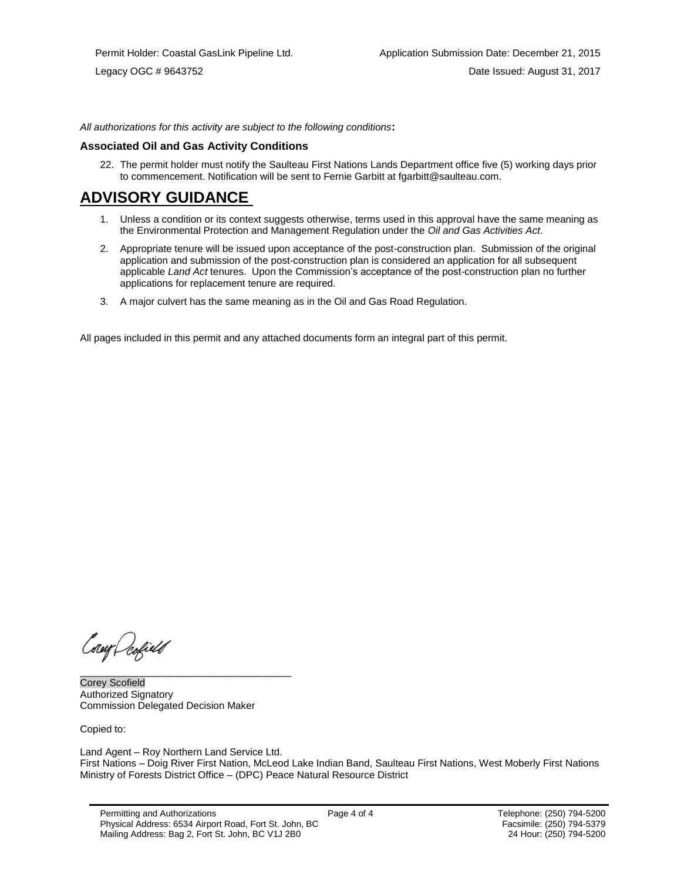Permit Holder: Coastal GasLink Pipeline Ltd.

Application Submission Date: December 21, 2015

Legacy OGC # 9643752

Date Issued: August 31, 2017

*All authorizations for this activity are subject to the following conditions***:**

**Associated Oil and Gas Activity Conditions**

22. The permit holder must notify the Saulteau First Nations Lands Department office five (5) working days prior to commencement. Notification will be sent to Fernie Garbitt at fgarbitt@saulteau.com.

# ADVISORY GUIDANCE

1. Unless a condition or its context suggests otherwise, terms used in this approval have the same meaning as the Environmental Protection and Management Regulation under the *Oil and Gas Activities Act*.
2. Appropriate tenure will be issued upon acceptance of the post-construction plan. Submission of the original application and submission of the post-construction plan is considered an application for all subsequent applicable *Land Act* tenures. Upon the Commission's acceptance of the post-construction plan no further applications for replacement tenure are required.
3. A major culvert has the same meaning as in the Oil and Gas Road Regulation.

All pages included in this permit and any attached documents form an integral part of this permit.

\_\_\_\_\_\_\_\_\_\_\_\_\_\_\_\_\_\_\_\_\_\_\_\_\_\_\_\_\_\_\_\_\_\_\_\_\_\_

Corey Scofield
Authorized Signatory
Commission Delegated Decision Maker

Copied to:

Land Agent – Roy Northern Land Service Ltd.
First Nations – Doig River First Nation, McLeod Lake Indian Band, Saulteau First Nations, West Moberly First Nations
Ministry of Forests District Office – (DPC) Peace Natural Resource District

Permitting and Authorizations
Physical Address: 6534 Airport Road, Fort St. John, BC
Mailing Address: Bag 2, Fort St. John, BC V1J 2B0

Telephone: (250) 794-5200
Facsimile: (250) 794-5379
24 Hour: (250) 794-5200